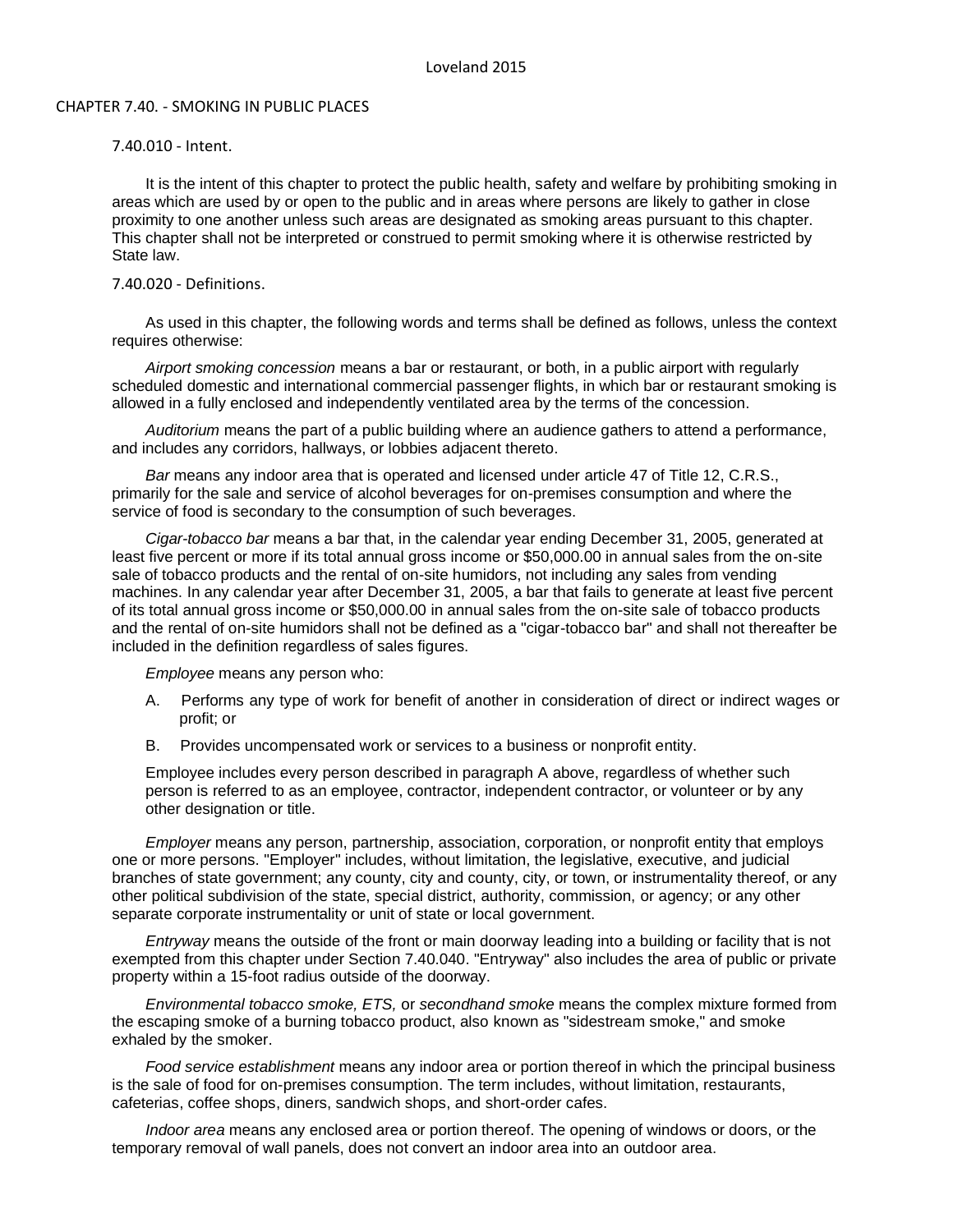Loveland 2015

# CHAPTER 7.40. - SMOKING IN PUBLIC PLACES

## 7.40.010 - Intent.

It is the intent of this chapter to protect the public health, safety and welfare by prohibiting smoking in areas which are used by or open to the public and in areas where persons are likely to gather in close proximity to one another unless such areas are designated as smoking areas pursuant to this chapter. This chapter shall not be interpreted or construed to permit smoking where it is otherwise restricted by State law.

## 7.40.020 - Definitions.

As used in this chapter, the following words and terms shall be defined as follows, unless the context requires otherwise:

*Airport smoking concession* means a bar or restaurant, or both, in a public airport with regularly scheduled domestic and international commercial passenger flights, in which bar or restaurant smoking is allowed in a fully enclosed and independently ventilated area by the terms of the concession.

*Auditorium* means the part of a public building where an audience gathers to attend a performance, and includes any corridors, hallways, or lobbies adjacent thereto.

*Bar* means any indoor area that is operated and licensed under article 47 of Title 12, C.R.S., primarily for the sale and service of alcohol beverages for on-premises consumption and where the service of food is secondary to the consumption of such beverages.

*Cigar-tobacco bar* means a bar that, in the calendar year ending December 31, 2005, generated at least five percent or more if its total annual gross income or $50,000.00 in annual sales from the on-site sale of tobacco products and the rental of on-site humidors, not including any sales from vending machines. In any calendar year after December 31, 2005, a bar that fails to generate at least five percent of its total annual gross income or $50,000.00 in annual sales from the on-site sale of tobacco products and the rental of on-site humidors shall not be defined as a "cigar-tobacco bar" and shall not thereafter be included in the definition regardless of sales figures.

*Employee* means any person who:

A. Performs any type of work for benefit of another in consideration of direct or indirect wages or profit; or

B. Provides uncompensated work or services to a business or nonprofit entity.

Employee includes every person described in paragraph A above, regardless of whether such person is referred to as an employee, contractor, independent contractor, or volunteer or by any other designation or title.

*Employer* means any person, partnership, association, corporation, or nonprofit entity that employs one or more persons. "Employer" includes, without limitation, the legislative, executive, and judicial branches of state government; any county, city and county, city, or town, or instrumentality thereof, or any other political subdivision of the state, special district, authority, commission, or agency; or any other separate corporate instrumentality or unit of state or local government.

*Entryway* means the outside of the front or main doorway leading into a building or facility that is not exempted from this chapter under Section 7.40.040. "Entryway" also includes the area of public or private property within a 15-foot radius outside of the doorway.

*Environmental tobacco smoke, ETS,* or *secondhand smoke* means the complex mixture formed from the escaping smoke of a burning tobacco product, also known as "sidestream smoke," and smoke exhaled by the smoker.

*Food service establishment* means any indoor area or portion thereof in which the principal business is the sale of food for on-premises consumption. The term includes, without limitation, restaurants, cafeterias, coffee shops, diners, sandwich shops, and short-order cafes.

*Indoor area* means any enclosed area or portion thereof. The opening of windows or doors, or the temporary removal of wall panels, does not convert an indoor area into an outdoor area.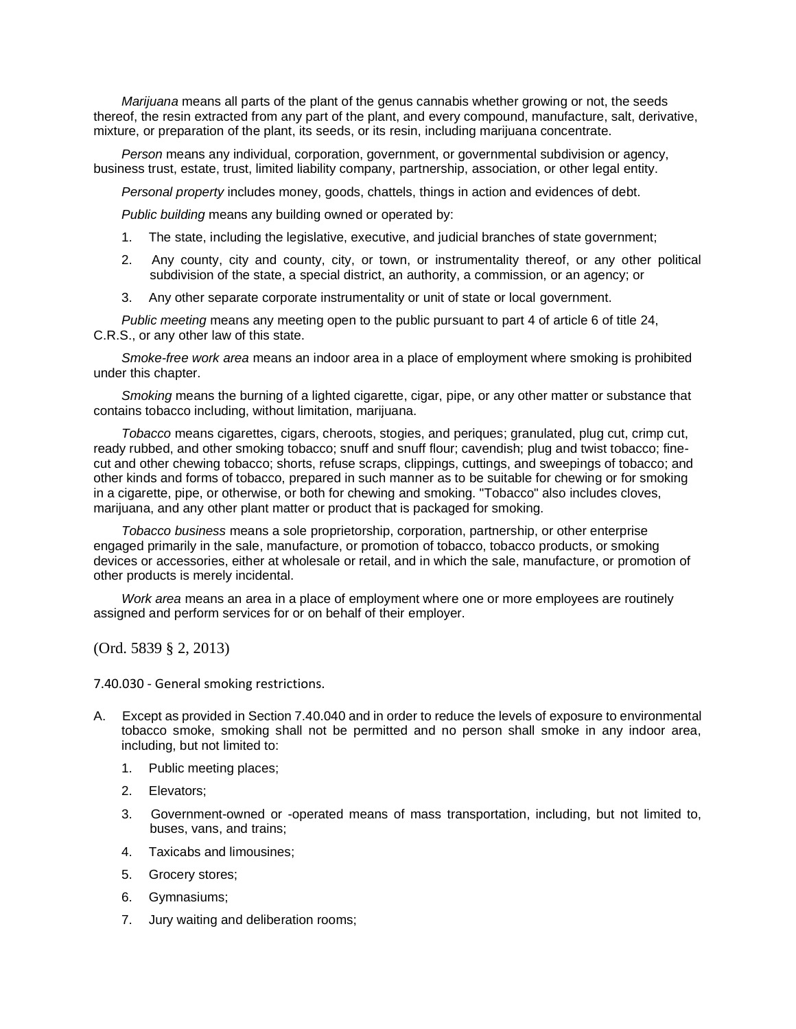*Marijuana* means all parts of the plant of the genus cannabis whether growing or not, the seeds thereof, the resin extracted from any part of the plant, and every compound, manufacture, salt, derivative, mixture, or preparation of the plant, its seeds, or its resin, including marijuana concentrate.

*Person* means any individual, corporation, government, or governmental subdivision or agency, business trust, estate, trust, limited liability company, partnership, association, or other legal entity.

*Personal property* includes money, goods, chattels, things in action and evidences of debt.

*Public building* means any building owned or operated by:

1. The state, including the legislative, executive, and judicial branches of state government;
2. Any county, city and county, city, or town, or instrumentality thereof, or any other political subdivision of the state, a special district, an authority, a commission, or an agency; or
3. Any other separate corporate instrumentality or unit of state or local government.

*Public meeting* means any meeting open to the public pursuant to part 4 of article 6 of title 24, C.R.S., or any other law of this state.

*Smoke-free work area* means an indoor area in a place of employment where smoking is prohibited under this chapter.

*Smoking* means the burning of a lighted cigarette, cigar, pipe, or any other matter or substance that contains tobacco including, without limitation, marijuana.

*Tobacco* means cigarettes, cigars, cheroots, stogies, and periques; granulated, plug cut, crimp cut, ready rubbed, and other smoking tobacco; snuff and snuff flour; cavendish; plug and twist tobacco; fine-cut and other chewing tobacco; shorts, refuse scraps, clippings, cuttings, and sweepings of tobacco; and other kinds and forms of tobacco, prepared in such manner as to be suitable for chewing or for smoking in a cigarette, pipe, or otherwise, or both for chewing and smoking. "Tobacco" also includes cloves, marijuana, and any other plant matter or product that is packaged for smoking.

*Tobacco business* means a sole proprietorship, corporation, partnership, or other enterprise engaged primarily in the sale, manufacture, or promotion of tobacco, tobacco products, or smoking devices or accessories, either at wholesale or retail, and in which the sale, manufacture, or promotion of other products is merely incidental.

*Work area* means an area in a place of employment where one or more employees are routinely assigned and perform services for or on behalf of their employer.

(Ord. 5839 § 2, 2013)

7.40.030 - General smoking restrictions.

A. Except as provided in Section 7.40.040 and in order to reduce the levels of exposure to environmental tobacco smoke, smoking shall not be permitted and no person shall smoke in any indoor area, including, but not limited to:

1. Public meeting places;
2. Elevators;
3. Government-owned or -operated means of mass transportation, including, but not limited to, buses, vans, and trains;
4. Taxicabs and limousines;
5. Grocery stores;
6. Gymnasiums;
7. Jury waiting and deliberation rooms;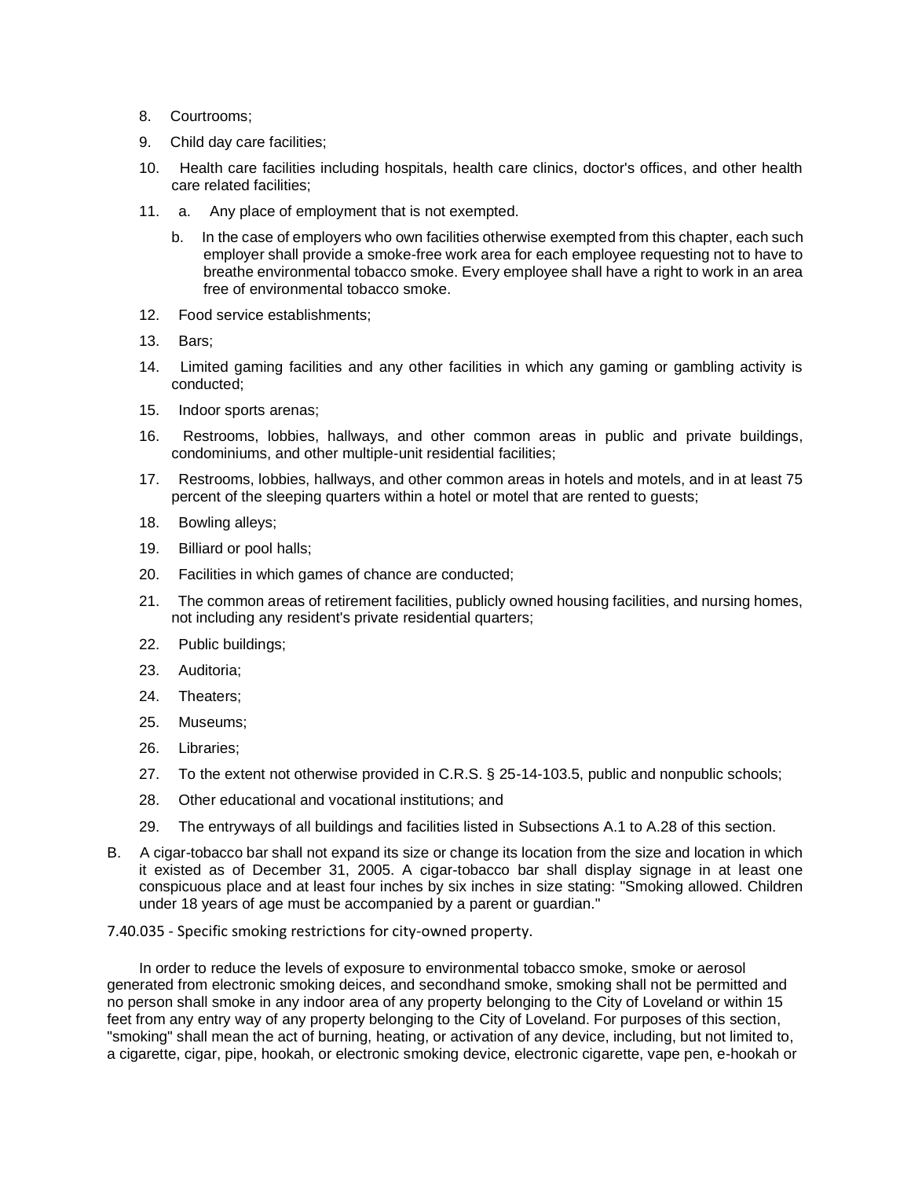8. Courtrooms;
9. Child day care facilities;
10. Health care facilities including hospitals, health care clinics, doctor's offices, and other health care related facilities;
11. a. Any place of employment that is not exempted.

    b. In the case of employers who own facilities otherwise exempted from this chapter, each such employer shall provide a smoke-free work area for each employee requesting not to have to breathe environmental tobacco smoke. Every employee shall have a right to work in an area free of environmental tobacco smoke.
12. Food service establishments;
13. Bars;
14. Limited gaming facilities and any other facilities in which any gaming or gambling activity is conducted;
15. Indoor sports arenas;
16. Restrooms, lobbies, hallways, and other common areas in public and private buildings, condominiums, and other multiple-unit residential facilities;
17. Restrooms, lobbies, hallways, and other common areas in hotels and motels, and in at least 75 percent of the sleeping quarters within a hotel or motel that are rented to guests;
18. Bowling alleys;
19. Billiard or pool halls;
20. Facilities in which games of chance are conducted;
21. The common areas of retirement facilities, publicly owned housing facilities, and nursing homes, not including any resident's private residential quarters;
22. Public buildings;
23. Auditoria;
24. Theaters;
25. Museums;
26. Libraries;
27. To the extent not otherwise provided in C.R.S. § 25-14-103.5, public and nonpublic schools;
28. Other educational and vocational institutions; and
29. The entryways of all buildings and facilities listed in Subsections A.1 to A.28 of this section.

B. A cigar-tobacco bar shall not expand its size or change its location from the size and location in which it existed as of December 31, 2005. A cigar-tobacco bar shall display signage in at least one conspicuous place and at least four inches by six inches in size stating: "Smoking allowed. Children under 18 years of age must be accompanied by a parent or guardian."

7.40.035 - Specific smoking restrictions for city-owned property.

In order to reduce the levels of exposure to environmental tobacco smoke, smoke or aerosol generated from electronic smoking deices, and secondhand smoke, smoking shall not be permitted and no person shall smoke in any indoor area of any property belonging to the City of Loveland or within 15 feet from any entry way of any property belonging to the City of Loveland. For purposes of this section, "smoking" shall mean the act of burning, heating, or activation of any device, including, but not limited to, a cigarette, cigar, pipe, hookah, or electronic smoking device, electronic cigarette, vape pen, e-hookah or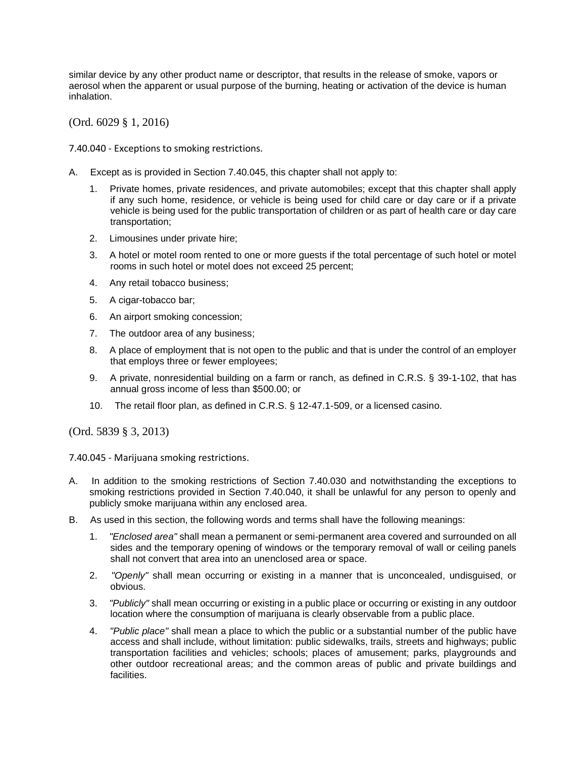similar device by any other product name or descriptor, that results in the release of smoke, vapors or aerosol when the apparent or usual purpose of the burning, heating or activation of the device is human inhalation.

(Ord. 6029 § 1, 2016)

7.40.040 - Exceptions to smoking restrictions.

A. Except as is provided in Section 7.40.045, this chapter shall not apply to:

1. Private homes, private residences, and private automobiles; except that this chapter shall apply if any such home, residence, or vehicle is being used for child care or day care or if a private vehicle is being used for the public transportation of children or as part of health care or day care transportation;
2. Limousines under private hire;
3. A hotel or motel room rented to one or more guests if the total percentage of such hotel or motel rooms in such hotel or motel does not exceed 25 percent;
4. Any retail tobacco business;
5. A cigar-tobacco bar;
6. An airport smoking concession;
7. The outdoor area of any business;
8. A place of employment that is not open to the public and that is under the control of an employer that employs three or fewer employees;
9. A private, nonresidential building on a farm or ranch, as defined in C.R.S. § 39-1-102, that has annual gross income of less than $500.00; or
10. The retail floor plan, as defined in C.R.S. § 12-47.1-509, or a licensed casino.

(Ord. 5839 § 3, 2013)

7.40.045 - Marijuana smoking restrictions.

A. In addition to the smoking restrictions of Section 7.40.030 and notwithstanding the exceptions to smoking restrictions provided in Section 7.40.040, it shall be unlawful for any person to openly and publicly smoke marijuana within any enclosed area.

B. As used in this section, the following words and terms shall have the following meanings:

1. *"Enclosed area"* shall mean a permanent or semi-permanent area covered and surrounded on all sides and the temporary opening of windows or the temporary removal of wall or ceiling panels shall not convert that area into an unenclosed area or space.
2. *"Openly"* shall mean occurring or existing in a manner that is unconcealed, undisguised, or obvious.
3. *"Publicly"* shall mean occurring or existing in a public place or occurring or existing in any outdoor location where the consumption of marijuana is clearly observable from a public place.
4. *"Public place"* shall mean a place to which the public or a substantial number of the public have access and shall include, without limitation: public sidewalks, trails, streets and highways; public transportation facilities and vehicles; schools; places of amusement; parks, playgrounds and other outdoor recreational areas; and the common areas of public and private buildings and facilities.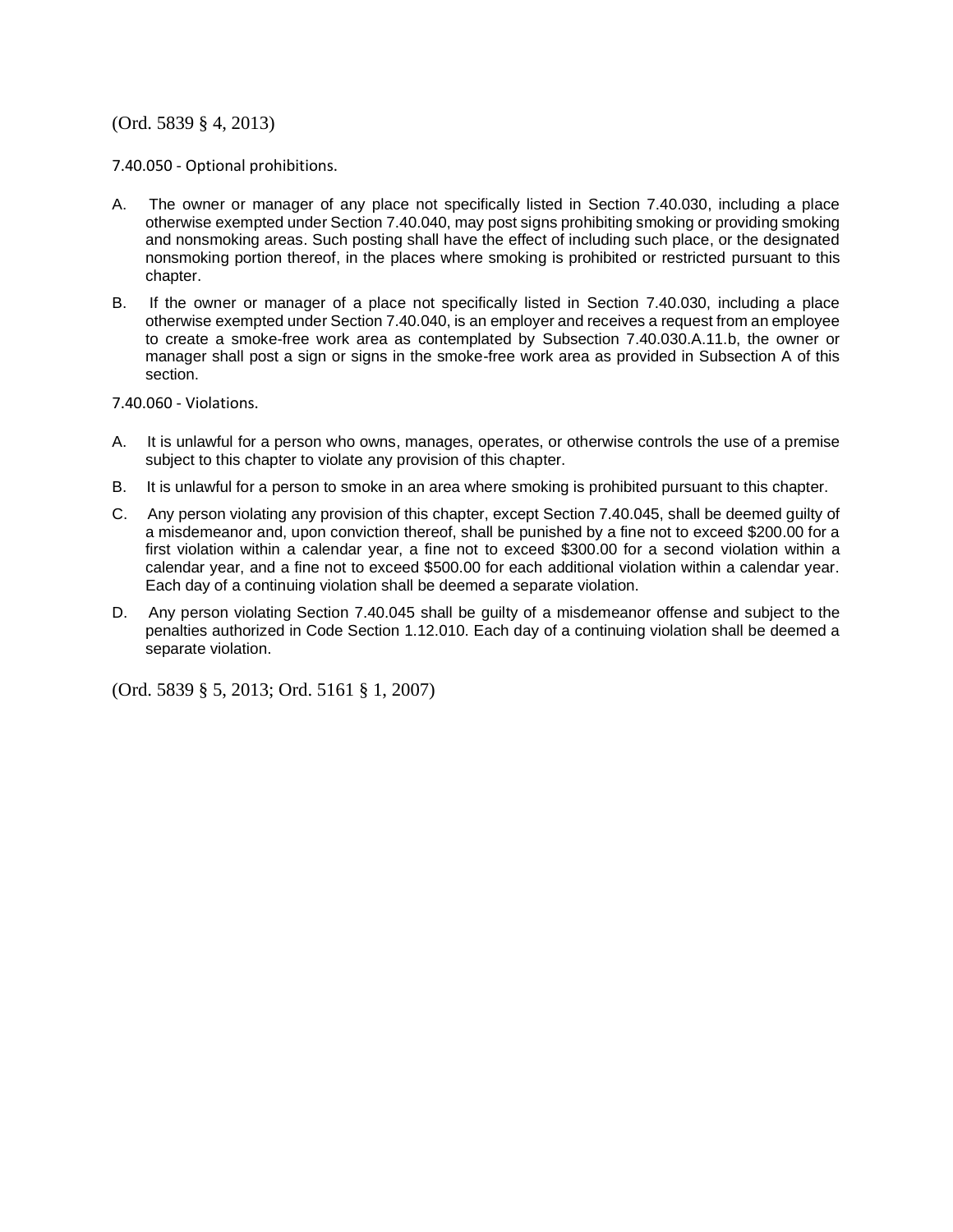(Ord. 5839 § 4, 2013)

7.40.050 - Optional prohibitions.

A. The owner or manager of any place not specifically listed in Section 7.40.030, including a place otherwise exempted under Section 7.40.040, may post signs prohibiting smoking or providing smoking and nonsmoking areas. Such posting shall have the effect of including such place, or the designated nonsmoking portion thereof, in the places where smoking is prohibited or restricted pursuant to this chapter.

B. If the owner or manager of a place not specifically listed in Section 7.40.030, including a place otherwise exempted under Section 7.40.040, is an employer and receives a request from an employee to create a smoke-free work area as contemplated by Subsection 7.40.030.A.11.b, the owner or manager shall post a sign or signs in the smoke-free work area as provided in Subsection A of this section.

7.40.060 - Violations.

A. It is unlawful for a person who owns, manages, operates, or otherwise controls the use of a premise subject to this chapter to violate any provision of this chapter.

B. It is unlawful for a person to smoke in an area where smoking is prohibited pursuant to this chapter.

C. Any person violating any provision of this chapter, except Section 7.40.045, shall be deemed guilty of a misdemeanor and, upon conviction thereof, shall be punished by a fine not to exceed $200.00 for a first violation within a calendar year, a fine not to exceed $300.00 for a second violation within a calendar year, and a fine not to exceed $500.00 for each additional violation within a calendar year. Each day of a continuing violation shall be deemed a separate violation.

D. Any person violating Section 7.40.045 shall be guilty of a misdemeanor offense and subject to the penalties authorized in Code Section 1.12.010. Each day of a continuing violation shall be deemed a separate violation.

(Ord. 5839 § 5, 2013; Ord. 5161 § 1, 2007)